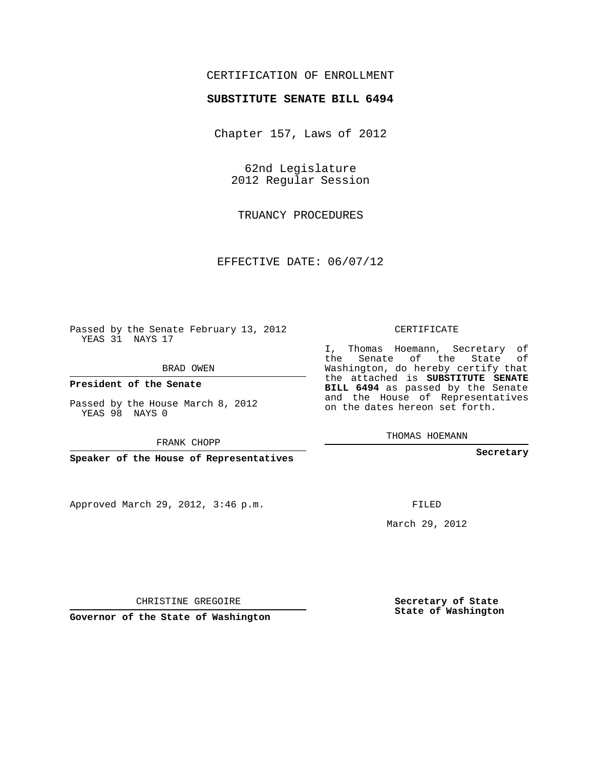CERTIFICATION OF ENROLLMENT

**SUBSTITUTE SENATE BILL 6494**

Chapter 157, Laws of 2012

62nd Legislature
2012 Regular Session

TRUANCY PROCEDURES

EFFECTIVE DATE: 06/07/12

Passed by the Senate February 13, 2012
YEAS 31 NAYS 17

BRAD OWEN

**President of the Senate**

Passed by the House March 8, 2012
YEAS 98 NAYS 0

FRANK CHOPP

**Speaker of the House of Representatives**

Approved March 29, 2012, 3:46 p.m.

CHRISTINE GREGOIRE

**Governor of the State of Washington**

CERTIFICATE

I, Thomas Hoemann, Secretary of the Senate of the State of Washington, do hereby certify that the attached is **SUBSTITUTE SENATE BILL 6494** as passed by the Senate and the House of Representatives on the dates hereon set forth.

THOMAS HOEMANN

**Secretary**

FILED

March 29, 2012

**Secretary of State
State of Washington**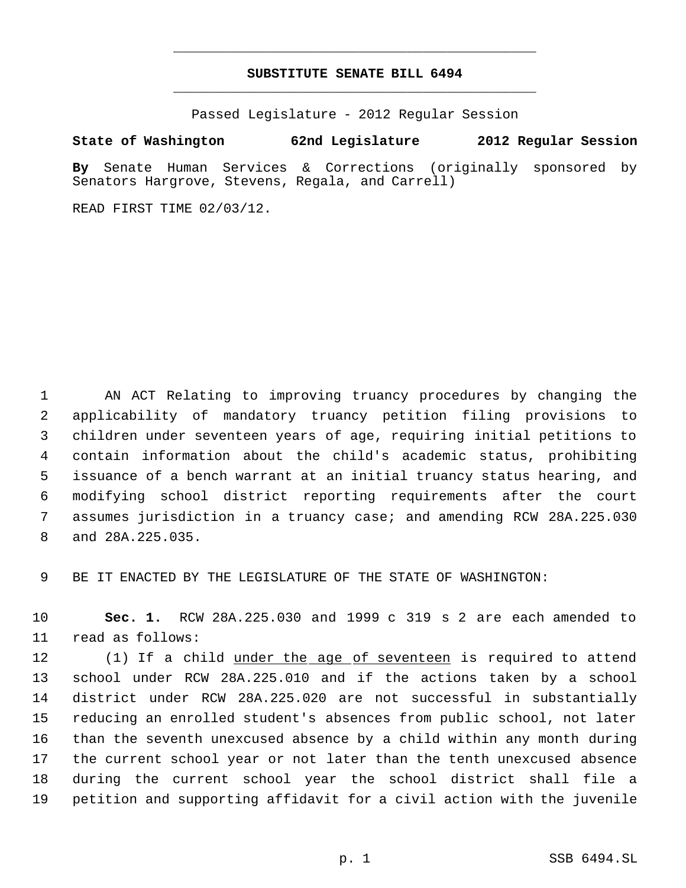# SUBSTITUTE SENATE BILL 6494

Passed Legislature - 2012 Regular Session

**State of Washington 62nd Legislature 2012 Regular Session**

**By** Senate Human Services & Corrections (originally sponsored by Senators Hargrove, Stevens, Regala, and Carrell)

READ FIRST TIME 02/03/12.

AN ACT Relating to improving truancy procedures by changing the applicability of mandatory truancy petition filing provisions to children under seventeen years of age, requiring initial petitions to contain information about the child's academic status, prohibiting issuance of a bench warrant at an initial truancy status hearing, and modifying school district reporting requirements after the court assumes jurisdiction in a truancy case; and amending RCW 28A.225.030 and 28A.225.035.

BE IT ENACTED BY THE LEGISLATURE OF THE STATE OF WASHINGTON:

**Sec. 1.** RCW 28A.225.030 and 1999 c 319 s 2 are each amended to read as follows:

(1) If a child under the age of seventeen is required to attend school under RCW 28A.225.010 and if the actions taken by a school district under RCW 28A.225.020 are not successful in substantially reducing an enrolled student's absences from public school, not later than the seventh unexcused absence by a child within any month during the current school year or not later than the tenth unexcused absence during the current school year the school district shall file a petition and supporting affidavit for a civil action with the juvenile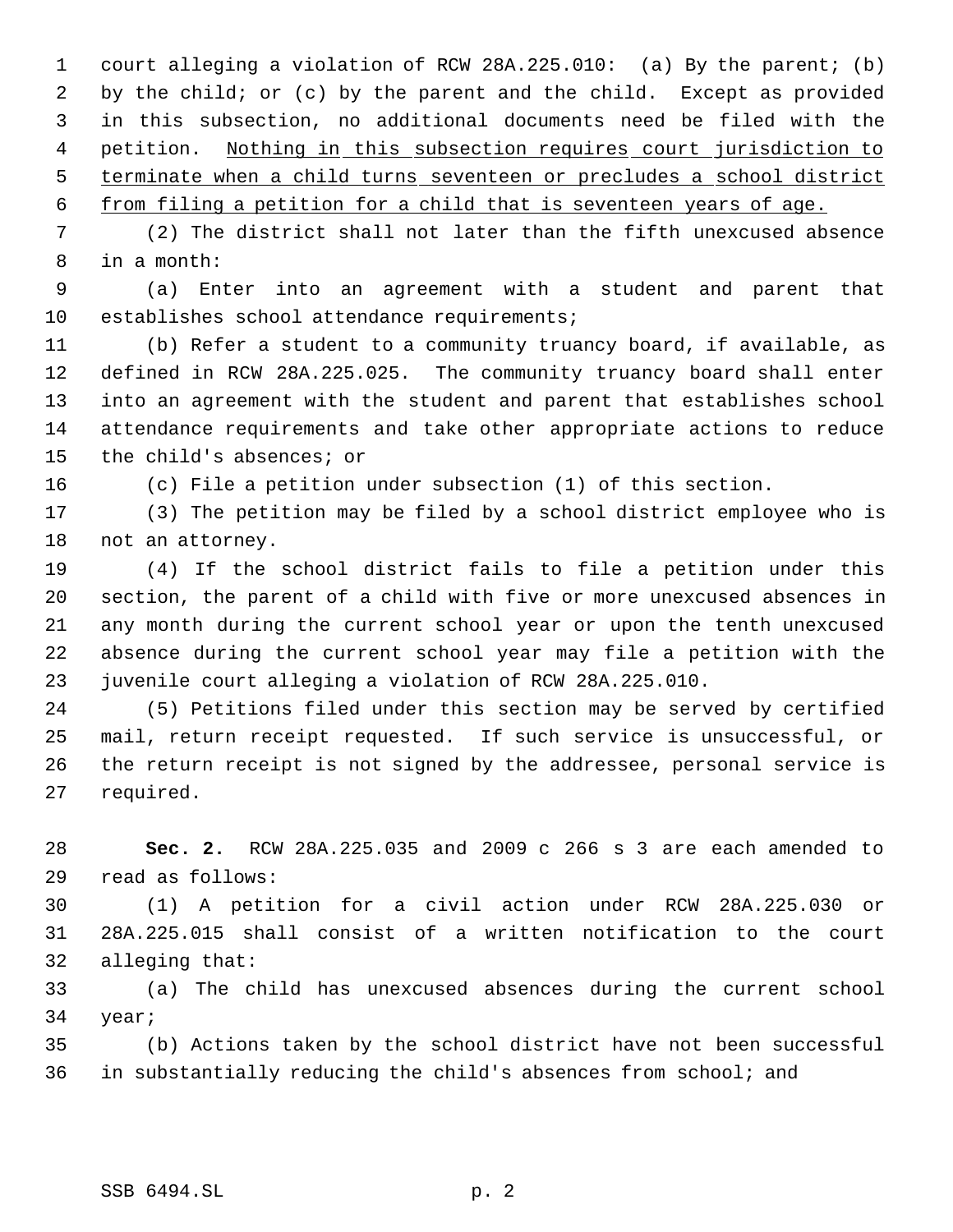court alleging a violation of RCW 28A.225.010: (a) By the parent; (b) by the child; or (c) by the parent and the child. Except as provided in this subsection, no additional documents need be filed with the petition. <u>Nothing in this subsection requires court jurisdiction to terminate when a child turns seventeen or precludes a school district from filing a petition for a child that is seventeen years of age.</u>

(2) The district shall not later than the fifth unexcused absence in a month:

(a) Enter into an agreement with a student and parent that establishes school attendance requirements;

(b) Refer a student to a community truancy board, if available, as defined in RCW 28A.225.025. The community truancy board shall enter into an agreement with the student and parent that establishes school attendance requirements and take other appropriate actions to reduce the child's absences; or

(c) File a petition under subsection (1) of this section.

(3) The petition may be filed by a school district employee who is not an attorney.

(4) If the school district fails to file a petition under this section, the parent of a child with five or more unexcused absences in any month during the current school year or upon the tenth unexcused absence during the current school year may file a petition with the juvenile court alleging a violation of RCW 28A.225.010.

(5) Petitions filed under this section may be served by certified mail, return receipt requested. If such service is unsuccessful, or the return receipt is not signed by the addressee, personal service is required.

**Sec. 2.** RCW 28A.225.035 and 2009 c 266 s 3 are each amended to read as follows:

(1) A petition for a civil action under RCW 28A.225.030 or 28A.225.015 shall consist of a written notification to the court alleging that:

(a) The child has unexcused absences during the current school year;

(b) Actions taken by the school district have not been successful in substantially reducing the child's absences from school; and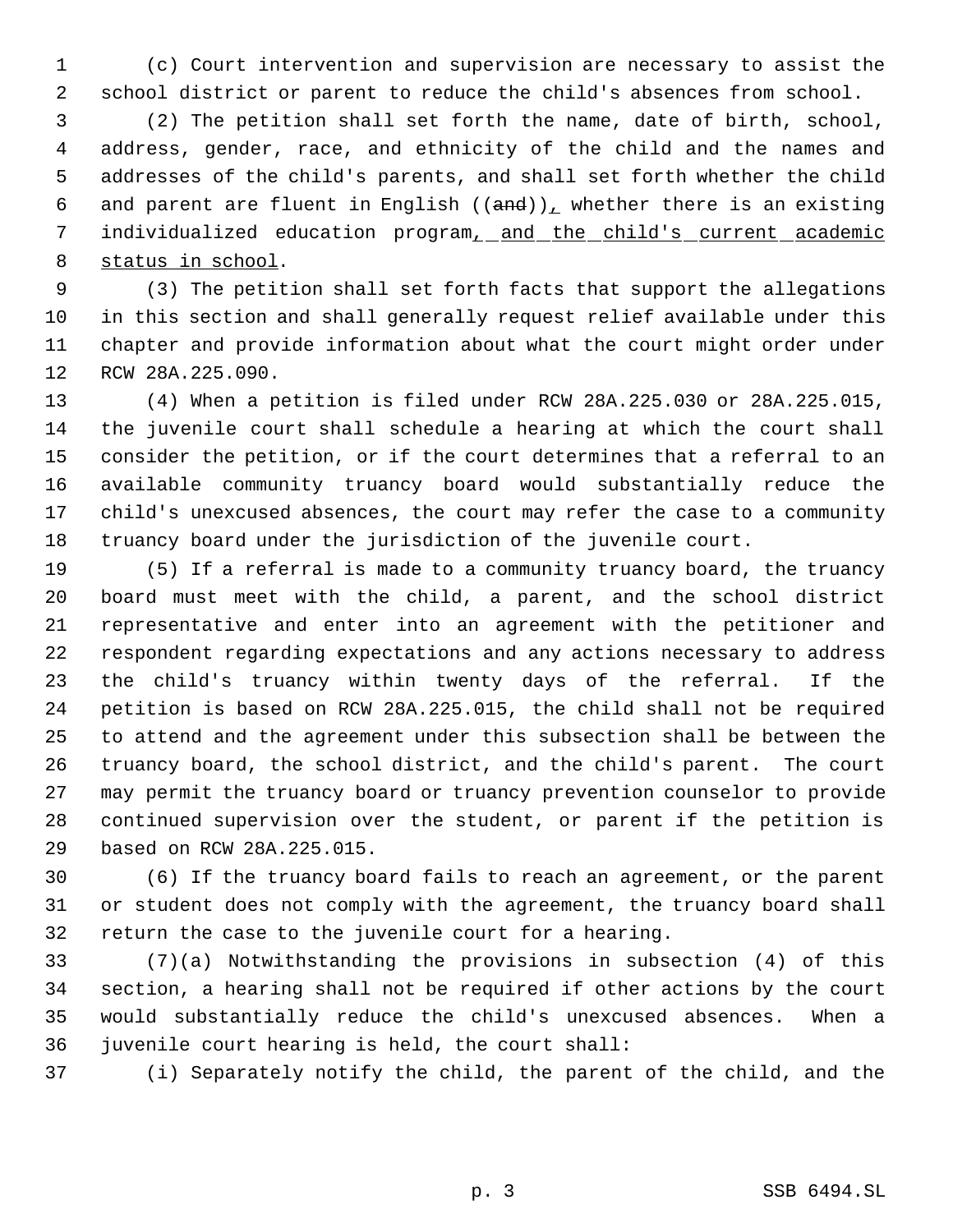(c) Court intervention and supervision are necessary to assist the school district or parent to reduce the child's absences from school.

(2) The petition shall set forth the name, date of birth, school, address, gender, race, and ethnicity of the child and the names and addresses of the child's parents, and shall set forth whether the child and parent are fluent in English ((~~and~~)), whether there is an existing individualized education program, and the child's current academic status in school.

(3) The petition shall set forth facts that support the allegations in this section and shall generally request relief available under this chapter and provide information about what the court might order under RCW 28A.225.090.

(4) When a petition is filed under RCW 28A.225.030 or 28A.225.015, the juvenile court shall schedule a hearing at which the court shall consider the petition, or if the court determines that a referral to an available community truancy board would substantially reduce the child's unexcused absences, the court may refer the case to a community truancy board under the jurisdiction of the juvenile court.

(5) If a referral is made to a community truancy board, the truancy board must meet with the child, a parent, and the school district representative and enter into an agreement with the petitioner and respondent regarding expectations and any actions necessary to address the child's truancy within twenty days of the referral. If the petition is based on RCW 28A.225.015, the child shall not be required to attend and the agreement under this subsection shall be between the truancy board, the school district, and the child's parent. The court may permit the truancy board or truancy prevention counselor to provide continued supervision over the student, or parent if the petition is based on RCW 28A.225.015.

(6) If the truancy board fails to reach an agreement, or the parent or student does not comply with the agreement, the truancy board shall return the case to the juvenile court for a hearing.

(7)(a) Notwithstanding the provisions in subsection (4) of this section, a hearing shall not be required if other actions by the court would substantially reduce the child's unexcused absences. When a juvenile court hearing is held, the court shall:

(i) Separately notify the child, the parent of the child, and the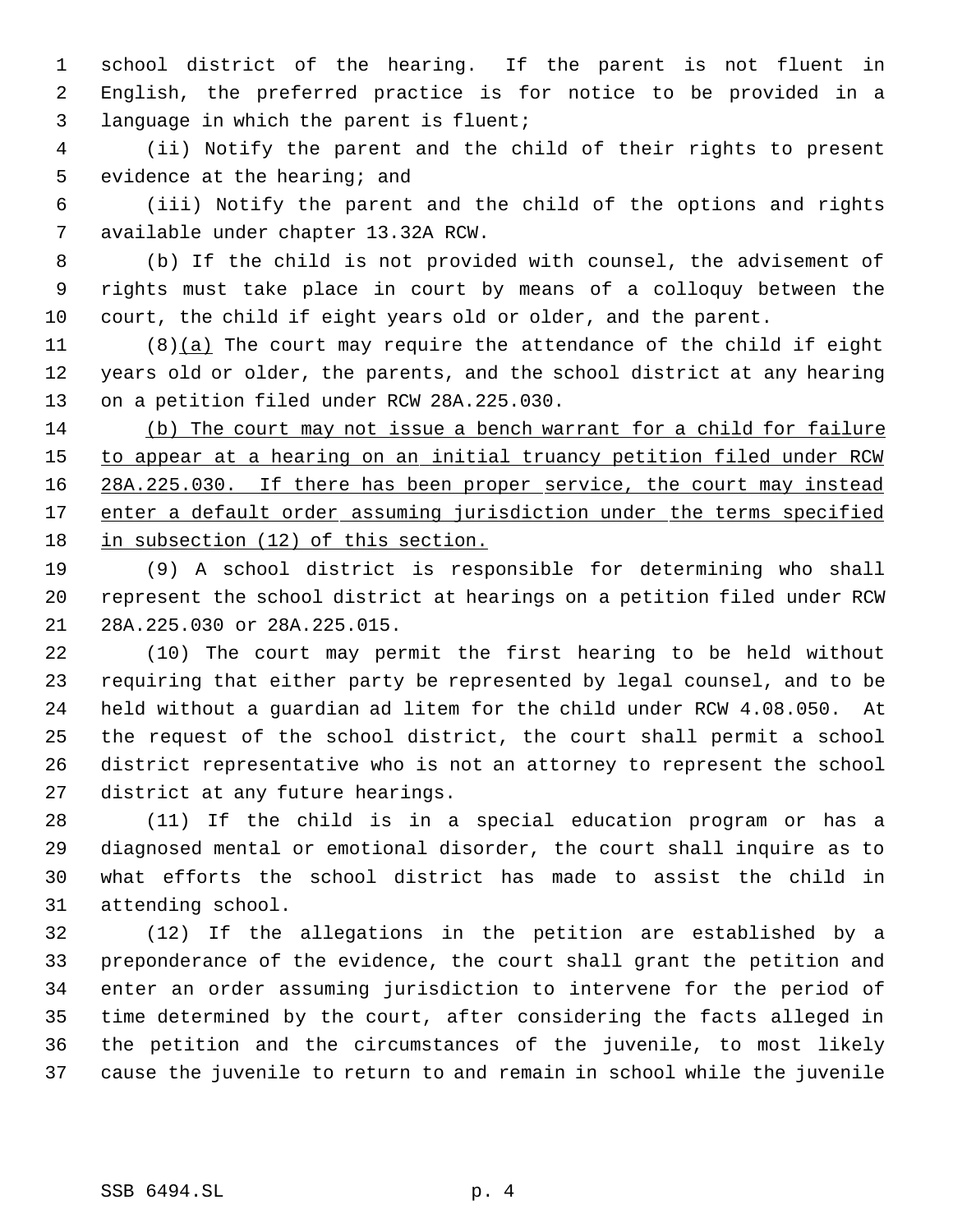school district of the hearing. If the parent is not fluent in English, the preferred practice is for notice to be provided in a language in which the parent is fluent;

(ii) Notify the parent and the child of their rights to present evidence at the hearing; and

(iii) Notify the parent and the child of the options and rights available under chapter 13.32A RCW.

(b) If the child is not provided with counsel, the advisement of rights must take place in court by means of a colloquy between the court, the child if eight years old or older, and the parent.

(8)(a) The court may require the attendance of the child if eight years old or older, the parents, and the school district at any hearing on a petition filed under RCW 28A.225.030.

(b) The court may not issue a bench warrant for a child for failure to appear at a hearing on an initial truancy petition filed under RCW 28A.225.030. If there has been proper service, the court may instead enter a default order assuming jurisdiction under the terms specified in subsection (12) of this section.

(9) A school district is responsible for determining who shall represent the school district at hearings on a petition filed under RCW 28A.225.030 or 28A.225.015.

(10) The court may permit the first hearing to be held without requiring that either party be represented by legal counsel, and to be held without a guardian ad litem for the child under RCW 4.08.050. At the request of the school district, the court shall permit a school district representative who is not an attorney to represent the school district at any future hearings.

(11) If the child is in a special education program or has a diagnosed mental or emotional disorder, the court shall inquire as to what efforts the school district has made to assist the child in attending school.

(12) If the allegations in the petition are established by a preponderance of the evidence, the court shall grant the petition and enter an order assuming jurisdiction to intervene for the period of time determined by the court, after considering the facts alleged in the petition and the circumstances of the juvenile, to most likely cause the juvenile to return to and remain in school while the juvenile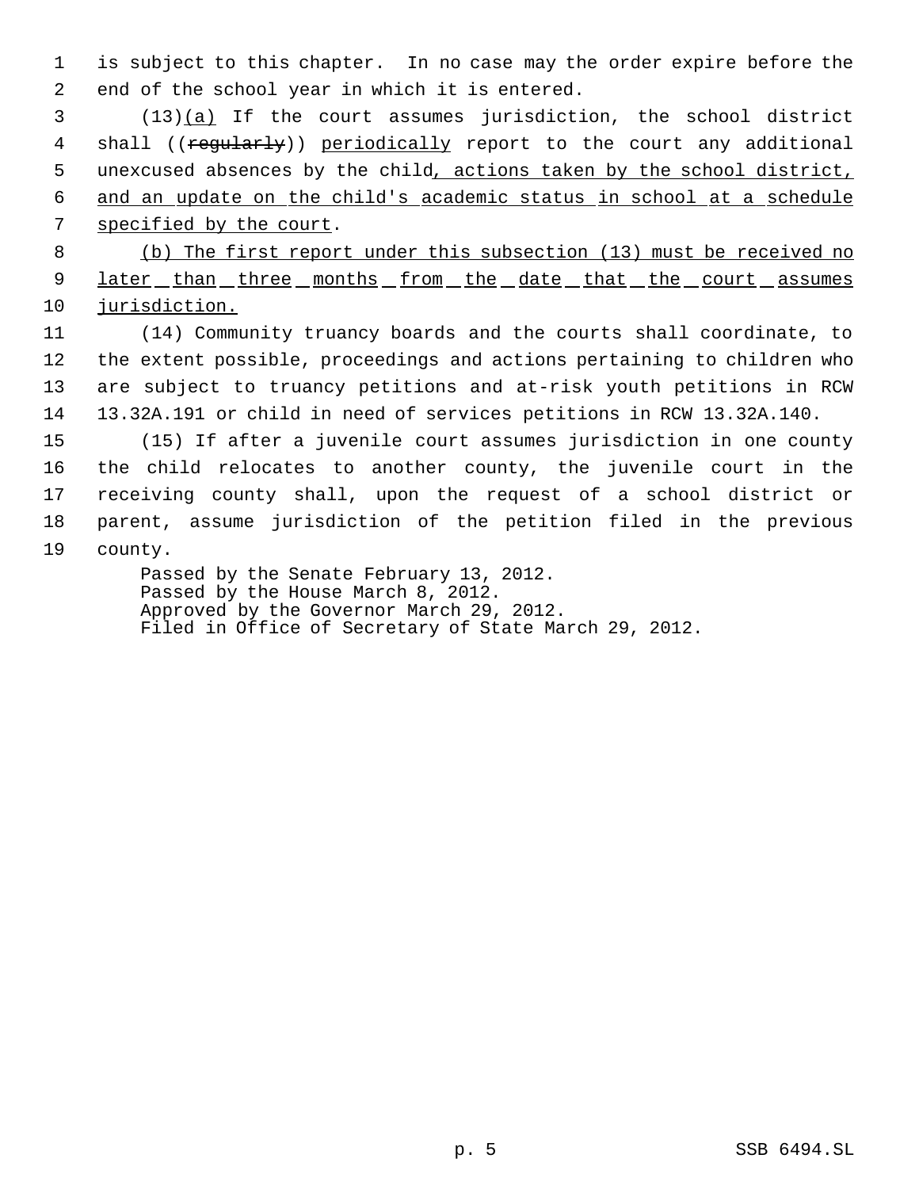is subject to this chapter. In no case may the order expire before the end of the school year in which it is entered.

(13)(a) If the court assumes jurisdiction, the school district shall ((~~regularly~~)) periodically report to the court any additional unexcused absences by the child, actions taken by the school district, and an update on the child's academic status in school at a schedule specified by the court.

(b) The first report under this subsection (13) must be received no later than three months from the date that the court assumes jurisdiction.

(14) Community truancy boards and the courts shall coordinate, to the extent possible, proceedings and actions pertaining to children who are subject to truancy petitions and at-risk youth petitions in RCW 13.32A.191 or child in need of services petitions in RCW 13.32A.140.

(15) If after a juvenile court assumes jurisdiction in one county the child relocates to another county, the juvenile court in the receiving county shall, upon the request of a school district or parent, assume jurisdiction of the petition filed in the previous county.

Passed by the Senate February 13, 2012.
Passed by the House March 8, 2012.
Approved by the Governor March 29, 2012.
Filed in Office of Secretary of State March 29, 2012.